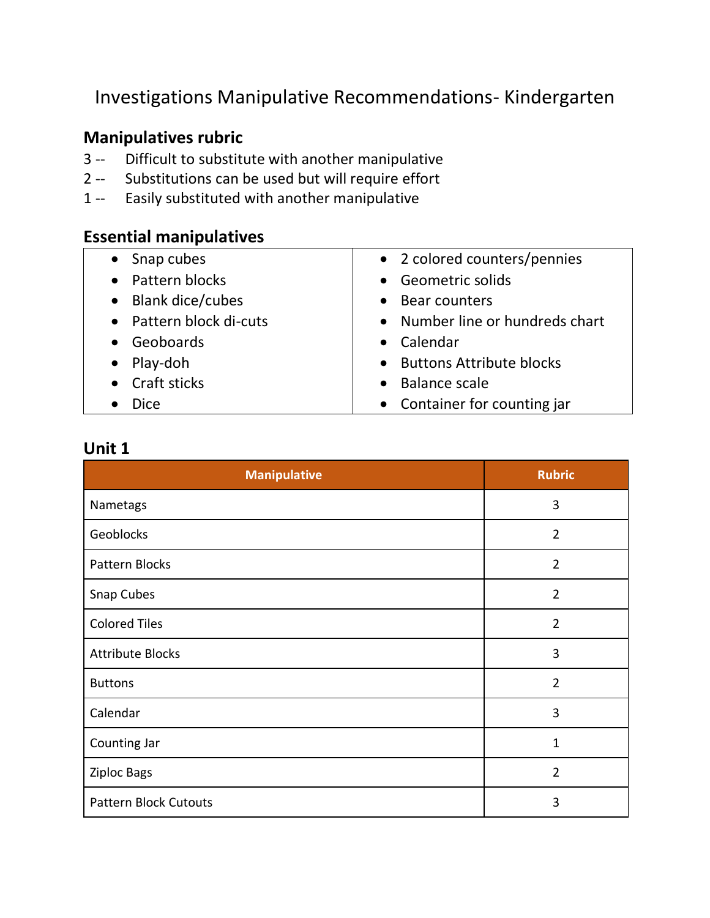# Investigations Manipulative Recommendations- Kindergarten

## Manipulatives rubric

3 -- Difficult to substitute with another manipulative
2 -- Substitutions can be used but will require effort
1 -- Easily substituted with another manipulative

## Essential manipulatives

- Snap cubes
- Pattern blocks
- Blank dice/cubes
- Pattern block di-cuts
- Geoboards
- Play-doh
- Craft sticks
- Dice
- 2 colored counters/pennies
- Geometric solids
- Bear counters
- Number line or hundreds chart
- Calendar
- Buttons Attribute blocks
- Balance scale
- Container for counting jar

## Unit 1

| Manipulative | Rubric |
|---|---|
| Nametags | 3 |
| Geoblocks | 2 |
| Pattern Blocks | 2 |
| Snap Cubes | 2 |
| Colored Tiles | 2 |
| Attribute Blocks | 3 |
| Buttons | 2 |
| Calendar | 3 |
| Counting Jar | 1 |
| Ziploc Bags | 2 |
| Pattern Block Cutouts | 3 |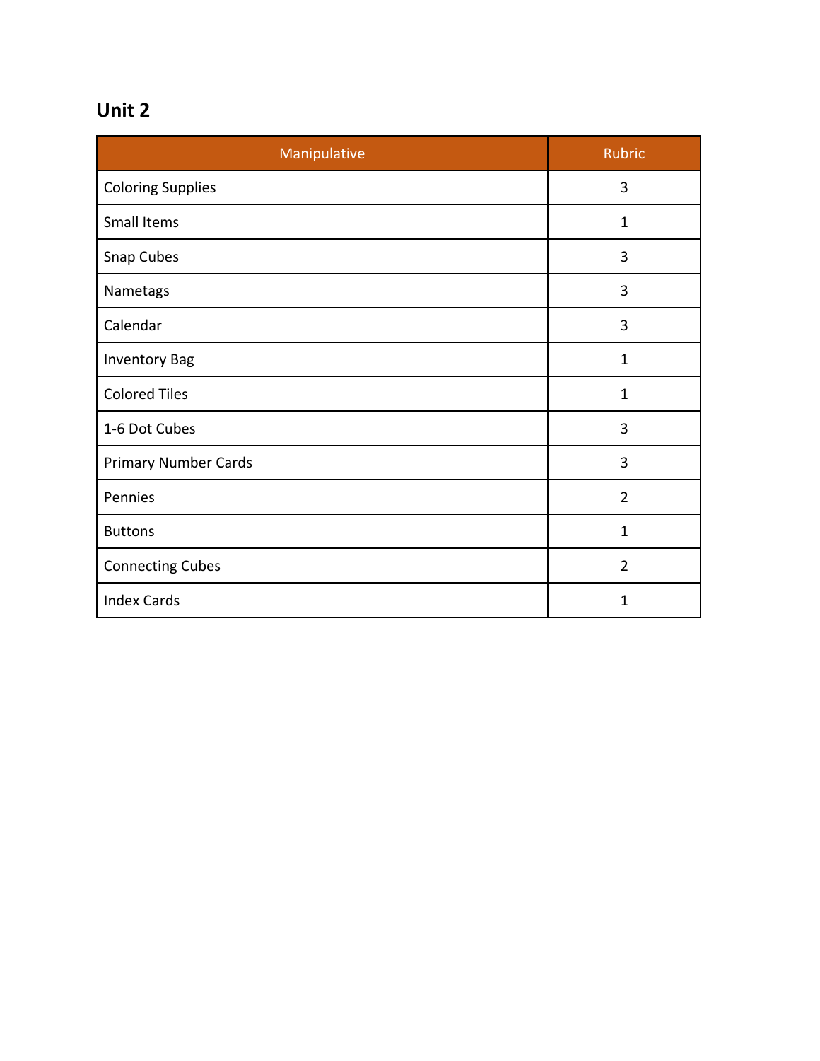## Unit 2

| Manipulative | Rubric |
| --- | --- |
| Coloring Supplies | 3 |
| Small Items | 1 |
| Snap Cubes | 3 |
| Nametags | 3 |
| Calendar | 3 |
| Inventory Bag | 1 |
| Colored Tiles | 1 |
| 1-6 Dot Cubes | 3 |
| Primary Number Cards | 3 |
| Pennies | 2 |
| Buttons | 1 |
| Connecting Cubes | 2 |
| Index Cards | 1 |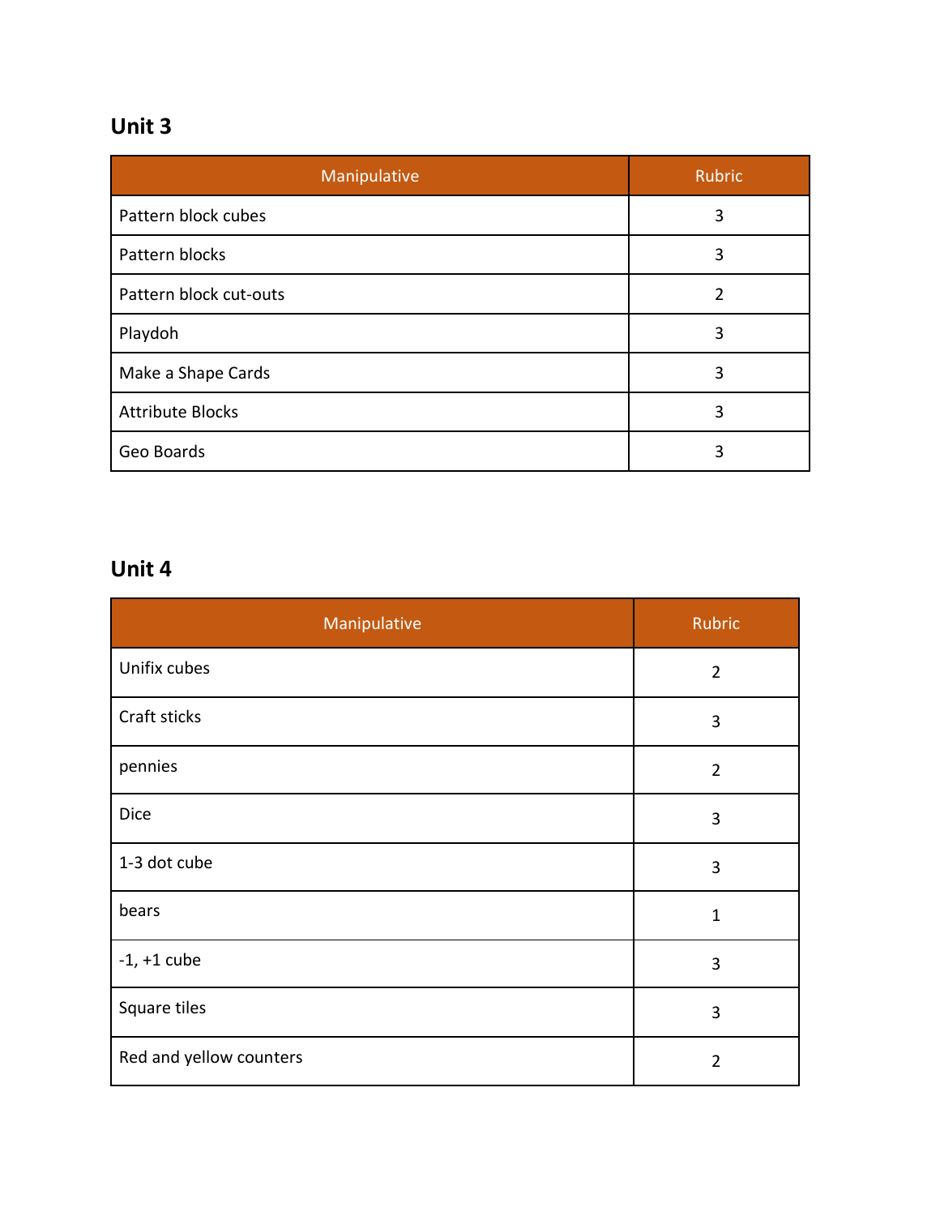## Unit 3

| Manipulative | Rubric |
| --- | --- |
| Pattern block cubes | 3 |
| Pattern blocks | 3 |
| Pattern block cut-outs | 2 |
| Playdoh | 3 |
| Make a Shape Cards | 3 |
| Attribute Blocks | 3 |
| Geo Boards | 3 |

## Unit 4

| Manipulative | Rubric |
| --- | --- |
| Unifix cubes | 2 |
| Craft sticks | 3 |
| pennies | 2 |
| Dice | 3 |
| 1-3 dot cube | 3 |
| bears | 1 |
| -1, +1 cube | 3 |
| Square tiles | 3 |
| Red and yellow counters | 2 |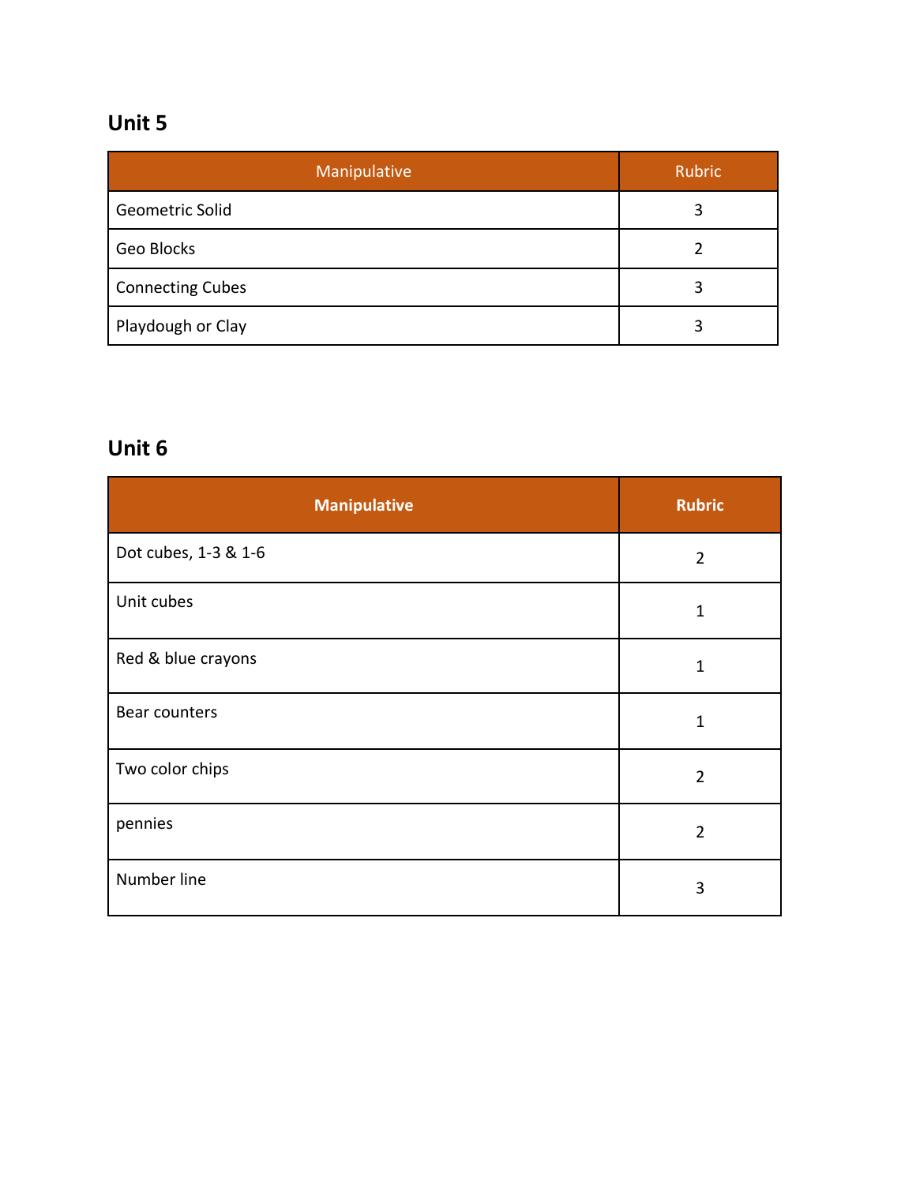## Unit 5

| Manipulative | Rubric |
|---|---|
| Geometric Solid | 3 |
| Geo Blocks | 2 |
| Connecting Cubes | 3 |
| Playdough or Clay | 3 |

## Unit 6

| **Manipulative** | **Rubric** |
|---|---|
| Dot cubes, 1-3 & 1-6 | 2 |
| Unit cubes | 1 |
| Red & blue crayons | 1 |
| Bear counters | 1 |
| Two color chips | 2 |
| pennies | 2 |
| Number line | 3 |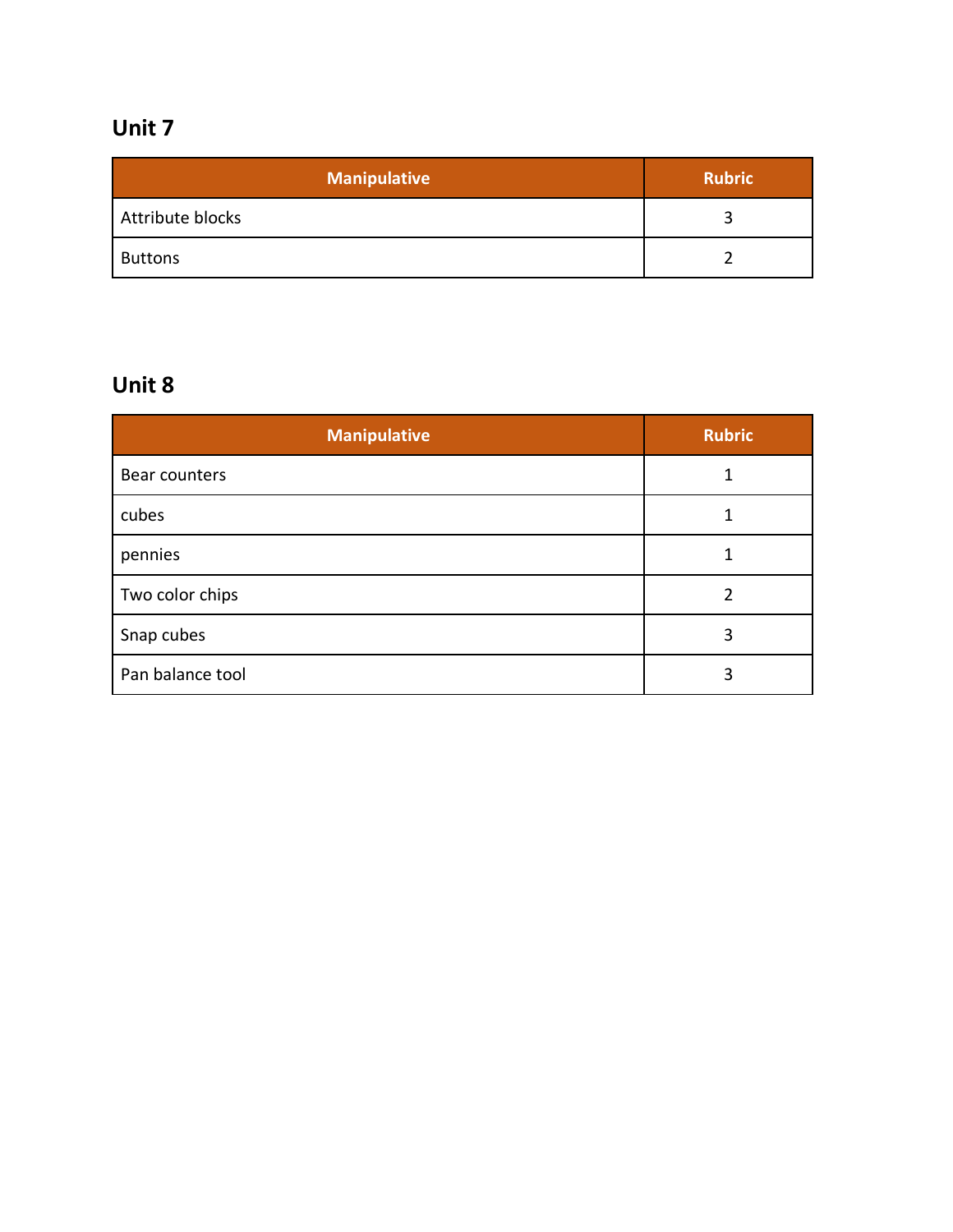## Unit 7

| Manipulative | Rubric |
| --- | --- |
| Attribute blocks | 3 |
| Buttons | 2 |

## Unit 8

| Manipulative | Rubric |
| --- | --- |
| Bear counters | 1 |
| cubes | 1 |
| pennies | 1 |
| Two color chips | 2 |
| Snap cubes | 3 |
| Pan balance tool | 3 |